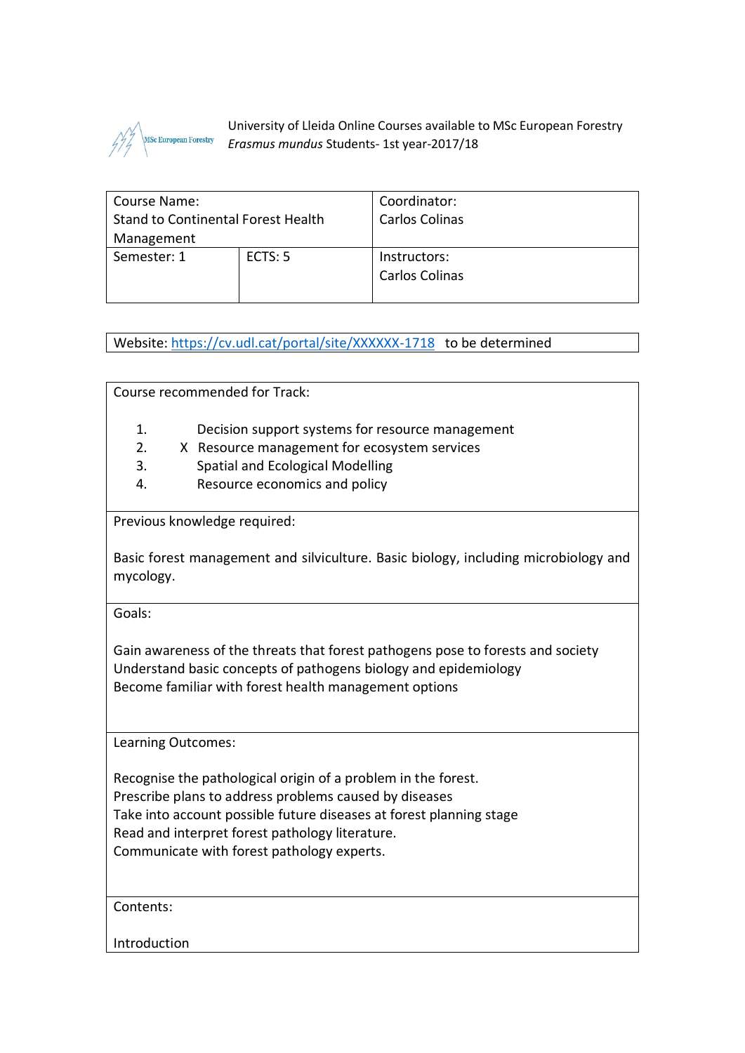MSc European Forestry

University of Lleida Online Courses available to MSc European Forestry *Erasmus mundus* Students- 1st year-2017/18

| Course Name: Stand to Continental Forest Health Management | | Coordinator: Carlos Colinas |
|---|---|---|
| Semester: 1 | ECTS: 5 | Instructors: Carlos Colinas |

Website: https://cv.udl.cat/portal/site/XXXXXX-1718 to be determined

Course recommended for Track:

1. Decision support systems for resource management
2. X Resource management for ecosystem services
3. Spatial and Ecological Modelling
4. Resource economics and policy

Previous knowledge required:

Basic forest management and silviculture. Basic biology, including microbiology and mycology.

Goals:

Gain awareness of the threats that forest pathogens pose to forests and society
Understand basic concepts of pathogens biology and epidemiology
Become familiar with forest health management options

Learning Outcomes:

Recognise the pathological origin of a problem in the forest.
Prescribe plans to address problems caused by diseases
Take into account possible future diseases at forest planning stage
Read and interpret forest pathology literature.
Communicate with forest pathology experts.

Contents:

Introduction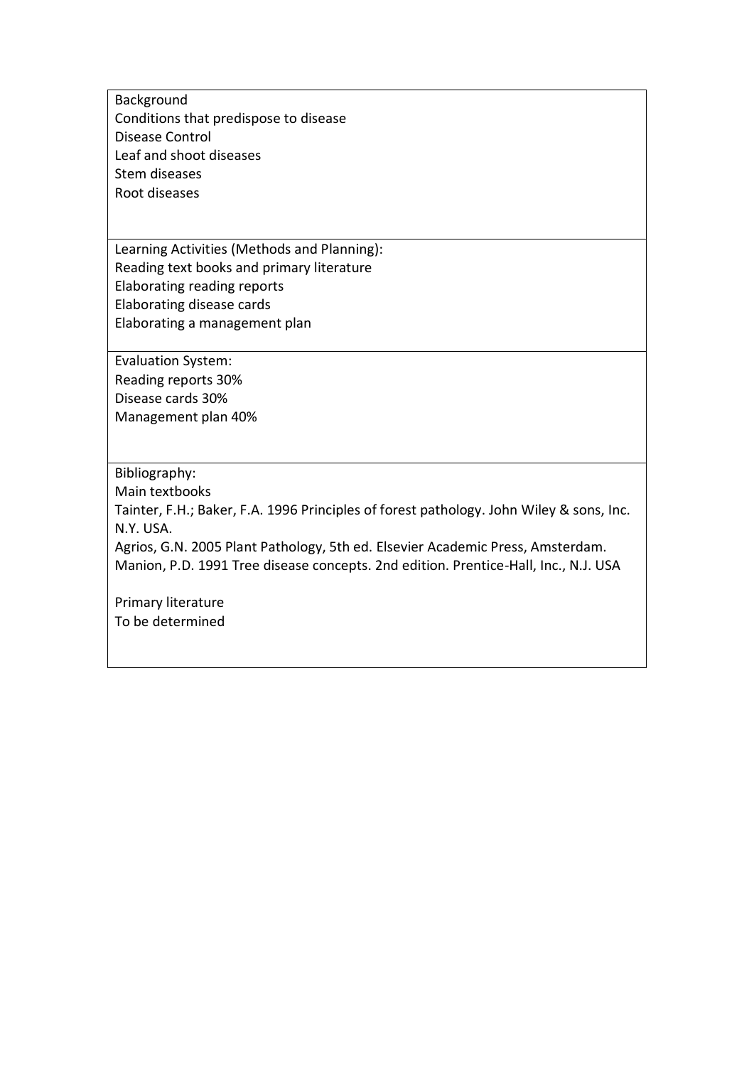Background
Conditions that predispose to disease
Disease Control
Leaf and shoot diseases
Stem diseases
Root diseases

Learning Activities (Methods and Planning):
Reading text books and primary literature
Elaborating reading reports
Elaborating disease cards
Elaborating a management plan

Evaluation System:
Reading reports 30%
Disease cards 30%
Management plan 40%

Bibliography:
Main textbooks
Tainter, F.H.; Baker, F.A. 1996 Principles of forest pathology. John Wiley & sons, Inc. N.Y. USA.
Agrios, G.N. 2005 Plant Pathology, 5th ed. Elsevier Academic Press, Amsterdam.
Manion, P.D. 1991 Tree disease concepts. 2nd edition. Prentice-Hall, Inc., N.J. USA

Primary literature
To be determined